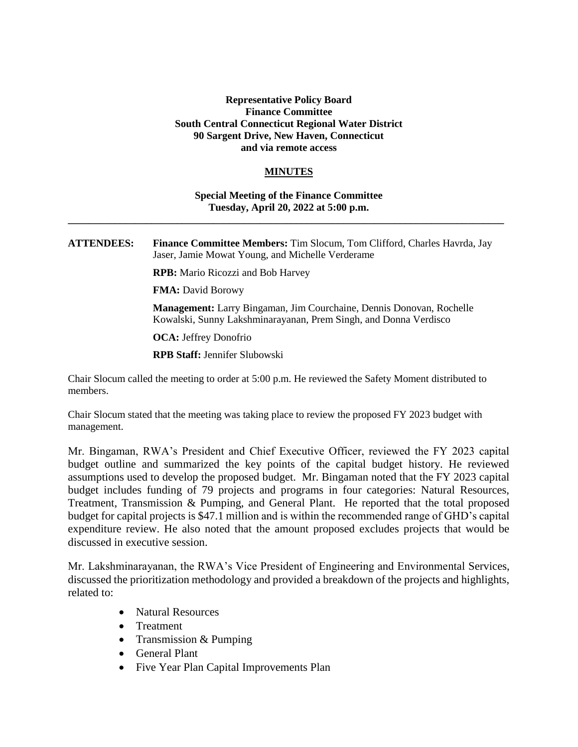**Representative Policy Board**
**Finance Committee**
**South Central Connecticut Regional Water District**
**90 Sargent Drive, New Haven, Connecticut**
**and via remote access**

**MINUTES**

**Special Meeting of the Finance Committee**
**Tuesday, April 20, 2022 at 5:00 p.m.**

---

**ATTENDEES:** **Finance Committee Members:** Tim Slocum, Tom Clifford, Charles Havrda, Jay Jaser, Jamie Mowat Young, and Michelle Verderame

**RPB:** Mario Ricozzi and Bob Harvey

**FMA:** David Borowy

**Management:** Larry Bingaman, Jim Courchaine, Dennis Donovan, Rochelle Kowalski, Sunny Lakshminarayanan, Prem Singh, and Donna Verdisco

**OCA:** Jeffrey Donofrio

**RPB Staff:** Jennifer Slubowski

Chair Slocum called the meeting to order at 5:00 p.m. He reviewed the Safety Moment distributed to members.

Chair Slocum stated that the meeting was taking place to review the proposed FY 2023 budget with management.

Mr. Bingaman, RWA's President and Chief Executive Officer, reviewed the FY 2023 capital budget outline and summarized the key points of the capital budget history. He reviewed assumptions used to develop the proposed budget. Mr. Bingaman noted that the FY 2023 capital budget includes funding of 79 projects and programs in four categories: Natural Resources, Treatment, Transmission & Pumping, and General Plant. He reported that the total proposed budget for capital projects is $47.1 million and is within the recommended range of GHD's capital expenditure review. He also noted that the amount proposed excludes projects that would be discussed in executive session.

Mr. Lakshminarayanan, the RWA's Vice President of Engineering and Environmental Services, discussed the prioritization methodology and provided a breakdown of the projects and highlights, related to:

- Natural Resources
- Treatment
- Transmission & Pumping
- General Plant
- Five Year Plan Capital Improvements Plan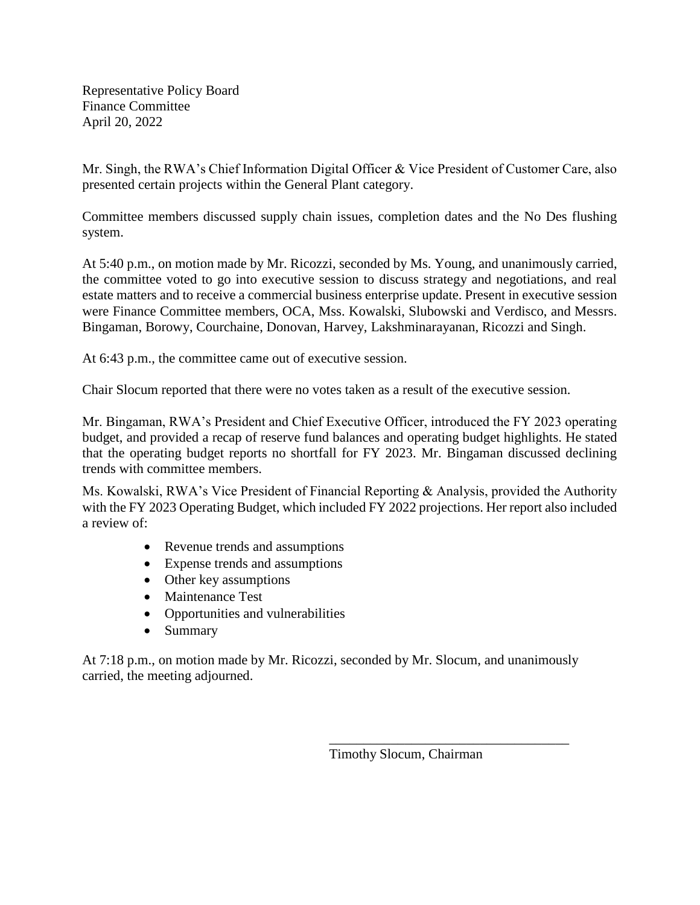Representative Policy Board
Finance Committee
April 20, 2022

Mr. Singh, the RWA's Chief Information Digital Officer & Vice President of Customer Care, also presented certain projects within the General Plant category.

Committee members discussed supply chain issues, completion dates and the No Des flushing system.

At 5:40 p.m., on motion made by Mr. Ricozzi, seconded by Ms. Young, and unanimously carried, the committee voted to go into executive session to discuss strategy and negotiations, and real estate matters and to receive a commercial business enterprise update. Present in executive session were Finance Committee members, OCA, Mss. Kowalski, Slubowski and Verdisco, and Messrs. Bingaman, Borowy, Courchaine, Donovan, Harvey, Lakshminarayanan, Ricozzi and Singh.

At 6:43 p.m., the committee came out of executive session.

Chair Slocum reported that there were no votes taken as a result of the executive session.

Mr. Bingaman, RWA's President and Chief Executive Officer, introduced the FY 2023 operating budget, and provided a recap of reserve fund balances and operating budget highlights. He stated that the operating budget reports no shortfall for FY 2023. Mr. Bingaman discussed declining trends with committee members.

Ms. Kowalski, RWA's Vice President of Financial Reporting & Analysis, provided the Authority with the FY 2023 Operating Budget, which included FY 2022 projections. Her report also included a review of:

- Revenue trends and assumptions
- Expense trends and assumptions
- Other key assumptions
- Maintenance Test
- Opportunities and vulnerabilities
- Summary

At 7:18 p.m., on motion made by Mr. Ricozzi, seconded by Mr. Slocum, and unanimously carried, the meeting adjourned.

Timothy Slocum, Chairman